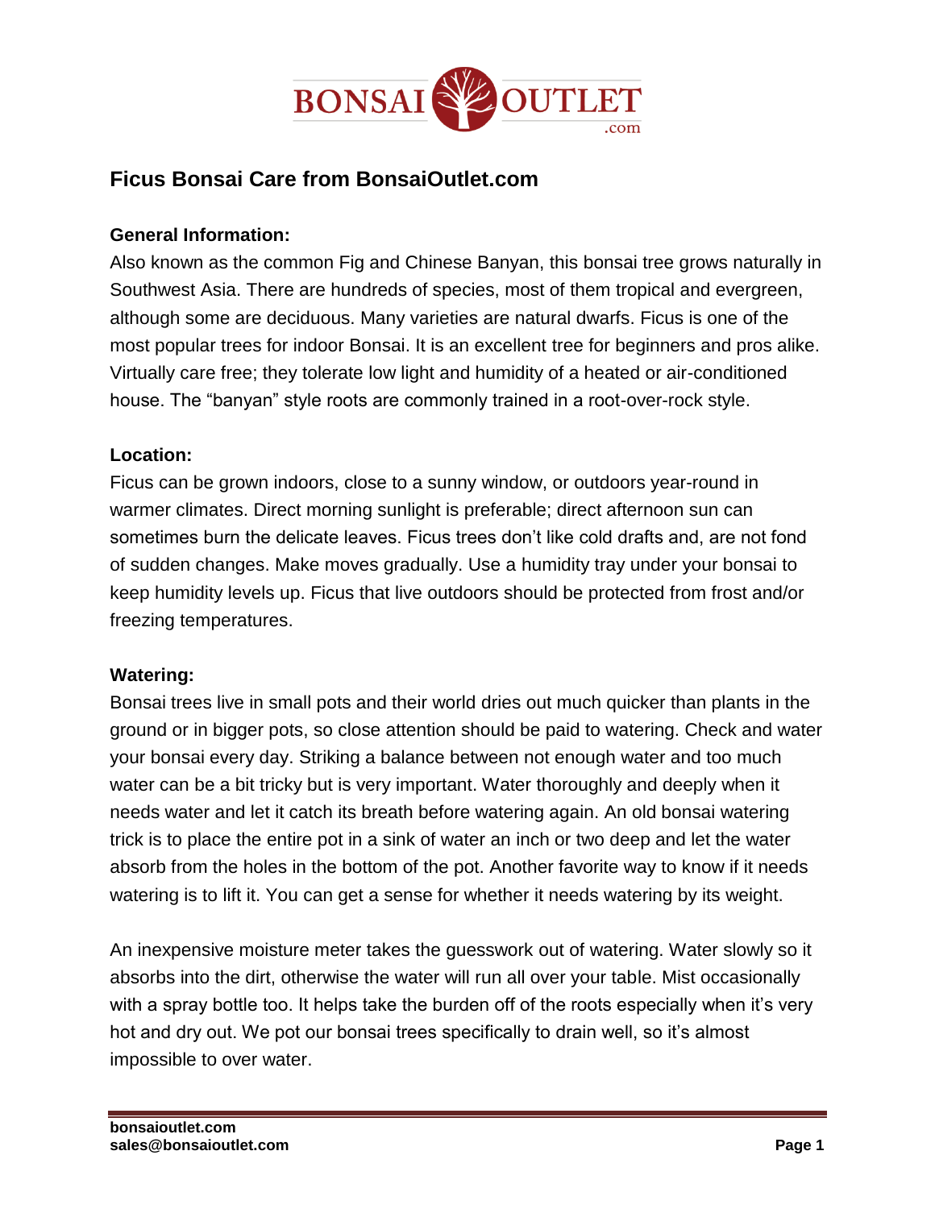# Ficus Bonsai Care from BonsaiOutlet.com

**General Information:**

Also known as the common Fig and Chinese Banyan, this bonsai tree grows naturally in Southwest Asia. There are hundreds of species, most of them tropical and evergreen, although some are deciduous. Many varieties are natural dwarfs. Ficus is one of the most popular trees for indoor Bonsai. It is an excellent tree for beginners and pros alike. Virtually care free; they tolerate low light and humidity of a heated or air-conditioned house. The "banyan" style roots are commonly trained in a root-over-rock style.

**Location:**

Ficus can be grown indoors, close to a sunny window, or outdoors year-round in warmer climates. Direct morning sunlight is preferable; direct afternoon sun can sometimes burn the delicate leaves. Ficus trees don't like cold drafts and, are not fond of sudden changes. Make moves gradually. Use a humidity tray under your bonsai to keep humidity levels up. Ficus that live outdoors should be protected from frost and/or freezing temperatures.

**Watering:**

Bonsai trees live in small pots and their world dries out much quicker than plants in the ground or in bigger pots, so close attention should be paid to watering. Check and water your bonsai every day. Striking a balance between not enough water and too much water can be a bit tricky but is very important. Water thoroughly and deeply when it needs water and let it catch its breath before watering again. An old bonsai watering trick is to place the entire pot in a sink of water an inch or two deep and let the water absorb from the holes in the bottom of the pot. Another favorite way to know if it needs watering is to lift it. You can get a sense for whether it needs watering by its weight.

An inexpensive moisture meter takes the guesswork out of watering. Water slowly so it absorbs into the dirt, otherwise the water will run all over your table. Mist occasionally with a spray bottle too. It helps take the burden off of the roots especially when it's very hot and dry out. We pot our bonsai trees specifically to drain well, so it's almost impossible to over water.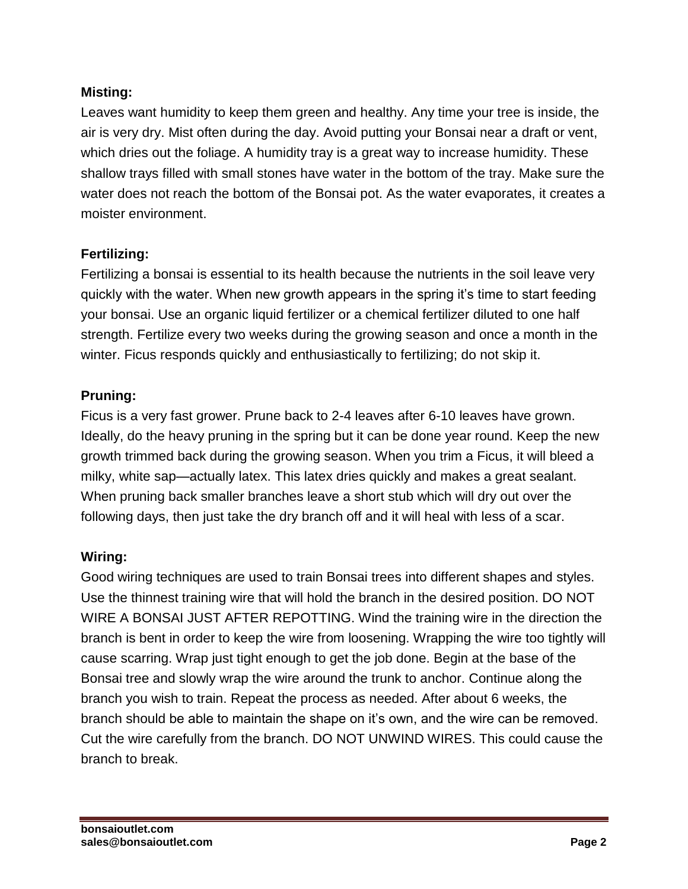**Misting:**

Leaves want humidity to keep them green and healthy. Any time your tree is inside, the air is very dry. Mist often during the day. Avoid putting your Bonsai near a draft or vent, which dries out the foliage. A humidity tray is a great way to increase humidity. These shallow trays filled with small stones have water in the bottom of the tray. Make sure the water does not reach the bottom of the Bonsai pot. As the water evaporates, it creates a moister environment.

**Fertilizing:**

Fertilizing a bonsai is essential to its health because the nutrients in the soil leave very quickly with the water. When new growth appears in the spring it's time to start feeding your bonsai. Use an organic liquid fertilizer or a chemical fertilizer diluted to one half strength. Fertilize every two weeks during the growing season and once a month in the winter. Ficus responds quickly and enthusiastically to fertilizing; do not skip it.

**Pruning:**

Ficus is a very fast grower. Prune back to 2-4 leaves after 6-10 leaves have grown. Ideally, do the heavy pruning in the spring but it can be done year round. Keep the new growth trimmed back during the growing season. When you trim a Ficus, it will bleed a milky, white sap—actually latex. This latex dries quickly and makes a great sealant. When pruning back smaller branches leave a short stub which will dry out over the following days, then just take the dry branch off and it will heal with less of a scar.

**Wiring:**

Good wiring techniques are used to train Bonsai trees into different shapes and styles. Use the thinnest training wire that will hold the branch in the desired position. DO NOT WIRE A BONSAI JUST AFTER REPOTTING. Wind the training wire in the direction the branch is bent in order to keep the wire from loosening. Wrapping the wire too tightly will cause scarring. Wrap just tight enough to get the job done. Begin at the base of the Bonsai tree and slowly wrap the wire around the trunk to anchor. Continue along the branch you wish to train. Repeat the process as needed. After about 6 weeks, the branch should be able to maintain the shape on it's own, and the wire can be removed. Cut the wire carefully from the branch. DO NOT UNWIND WIRES. This could cause the branch to break.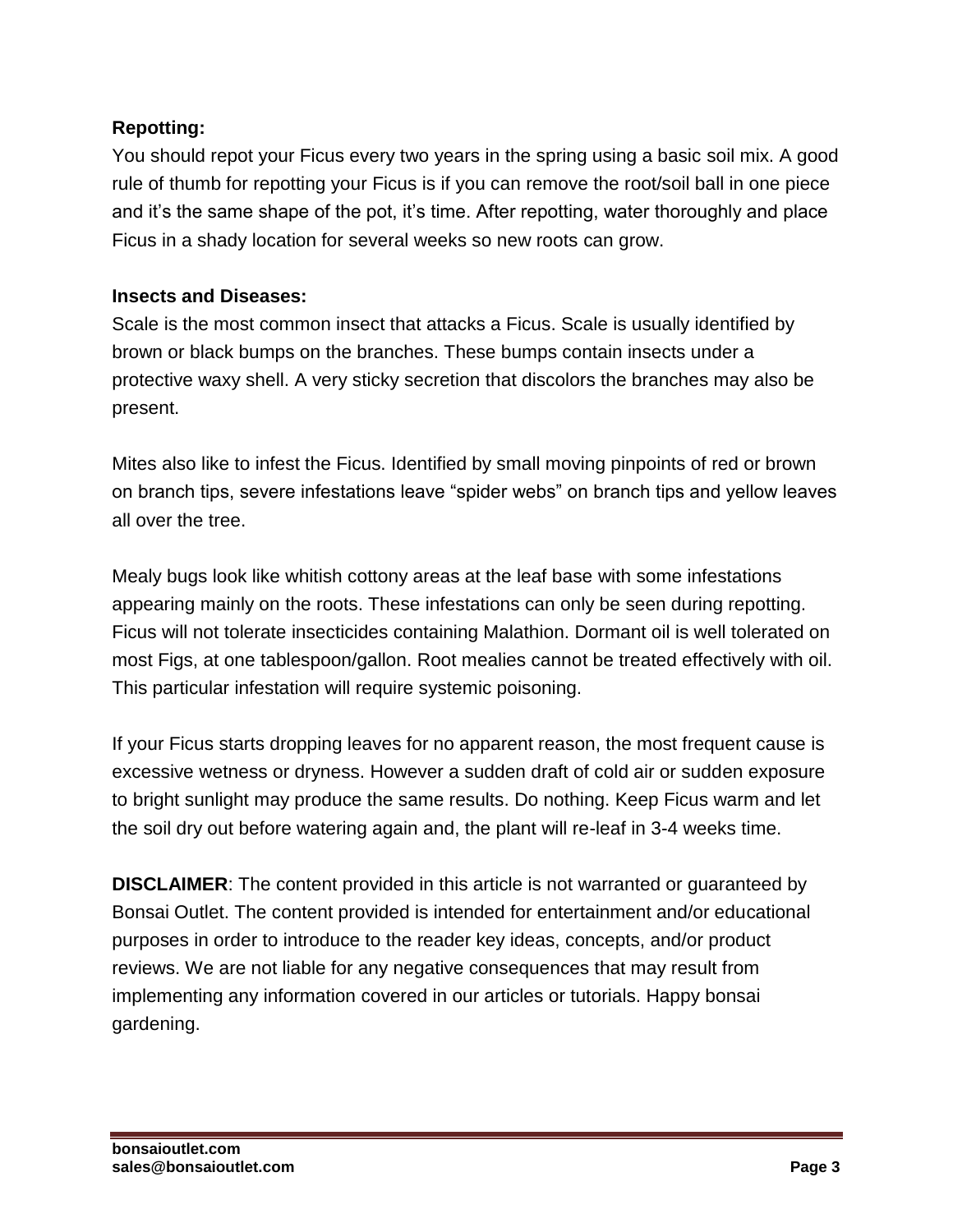**Repotting:**

You should repot your Ficus every two years in the spring using a basic soil mix. A good rule of thumb for repotting your Ficus is if you can remove the root/soil ball in one piece and it's the same shape of the pot, it's time. After repotting, water thoroughly and place Ficus in a shady location for several weeks so new roots can grow.

**Insects and Diseases:**

Scale is the most common insect that attacks a Ficus. Scale is usually identified by brown or black bumps on the branches. These bumps contain insects under a protective waxy shell. A very sticky secretion that discolors the branches may also be present.

Mites also like to infest the Ficus. Identified by small moving pinpoints of red or brown on branch tips, severe infestations leave "spider webs" on branch tips and yellow leaves all over the tree.

Mealy bugs look like whitish cottony areas at the leaf base with some infestations appearing mainly on the roots. These infestations can only be seen during repotting. Ficus will not tolerate insecticides containing Malathion. Dormant oil is well tolerated on most Figs, at one tablespoon/gallon. Root mealies cannot be treated effectively with oil. This particular infestation will require systemic poisoning.

If your Ficus starts dropping leaves for no apparent reason, the most frequent cause is excessive wetness or dryness. However a sudden draft of cold air or sudden exposure to bright sunlight may produce the same results. Do nothing. Keep Ficus warm and let the soil dry out before watering again and, the plant will re-leaf in 3-4 weeks time.

**DISCLAIMER**: The content provided in this article is not warranted or guaranteed by Bonsai Outlet. The content provided is intended for entertainment and/or educational purposes in order to introduce to the reader key ideas, concepts, and/or product reviews. We are not liable for any negative consequences that may result from implementing any information covered in our articles or tutorials. Happy bonsai gardening.